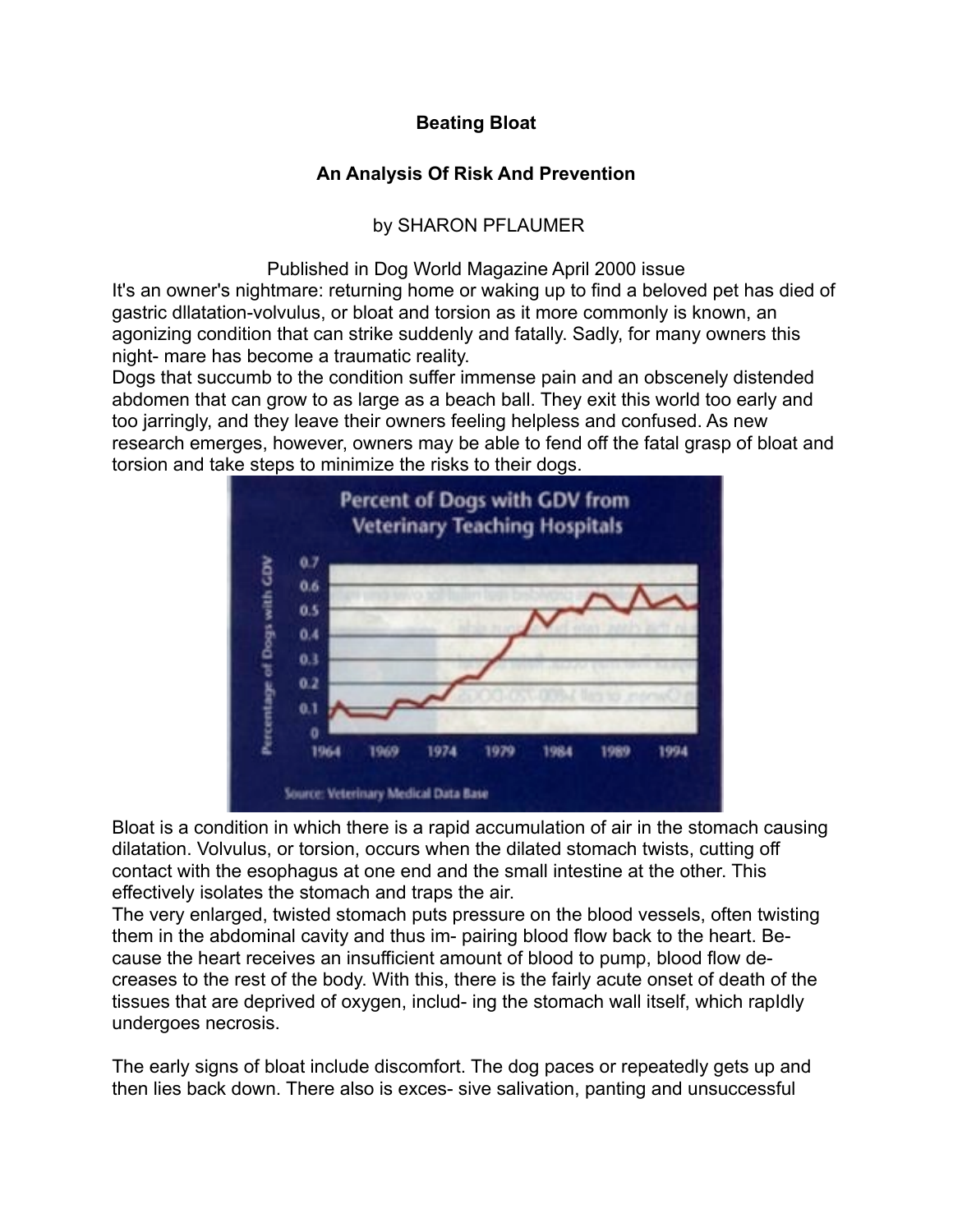**Beating Bloat**

**An Analysis Of Risk And Prevention**

by SHARON PFLAUMER

Published in Dog World Magazine April 2000 issue

It's an owner's nightmare: returning home or waking up to find a beloved pet has died of gastric dllatation-volvulus, or bloat and torsion as it more commonly is known, an agonizing condition that can strike suddenly and fatally. Sadly, for many owners this night- mare has become a traumatic reality.

Dogs that succumb to the condition suffer immense pain and an obscenely distended abdomen that can grow to as large as a beach ball. They exit this world too early and too jarringly, and they leave their owners feeling helpless and confused. As new research emerges, however, owners may be able to fend off the fatal grasp of bloat and torsion and take steps to minimize the risks to their dogs.

Bloat is a condition in which there is a rapid accumulation of air in the stomach causing dilatation. Volvulus, or torsion, occurs when the dilated stomach twists, cutting off contact with the esophagus at one end and the small intestine at the other. This effectively isolates the stomach and traps the air.

The very enlarged, twisted stomach puts pressure on the blood vessels, often twisting them in the abdominal cavity and thus im- pairing blood flow back to the heart. Be- cause the heart receives an insufficient amount of blood to pump, blood flow de- creases to the rest of the body. With this, there is the fairly acute onset of death of the tissues that are deprived of oxygen, includ- ing the stomach wall itself, which rapIdly undergoes necrosis.

The early signs of bloat include discomfort. The dog paces or repeatedly gets up and then lies back down. There also is exces- sive salivation, panting and unsuccessful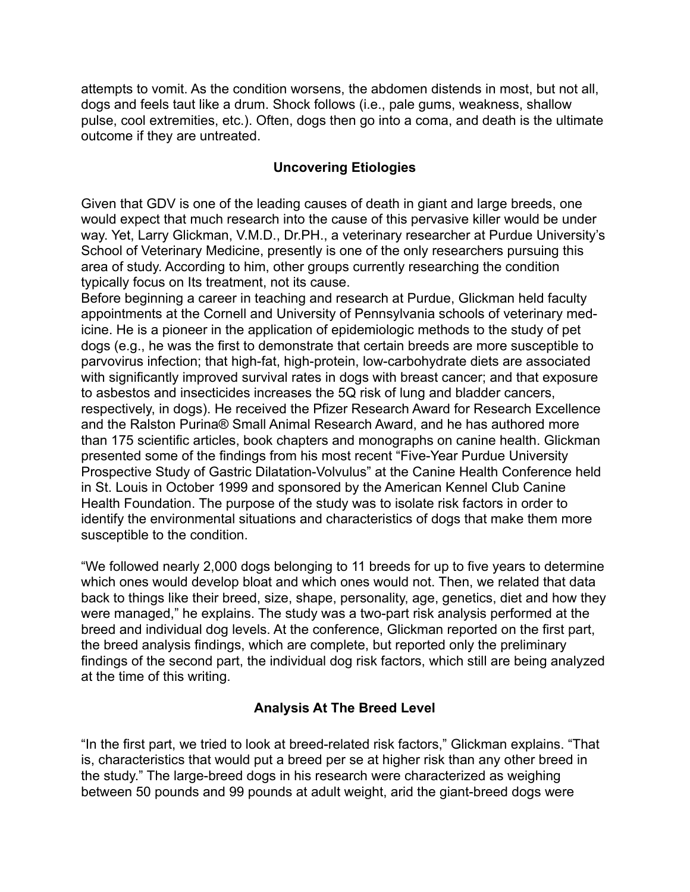attempts to vomit. As the condition worsens, the abdomen distends in most, but not all, dogs and feels taut like a drum. Shock follows (i.e., pale gums, weakness, shallow pulse, cool extremities, etc.). Often, dogs then go into a coma, and death is the ultimate outcome if they are untreated.

## Uncovering Etiologies

Given that GDV is one of the leading causes of death in giant and large breeds, one would expect that much research into the cause of this pervasive killer would be under way. Yet, Larry Glickman, V.M.D., Dr.PH., a veterinary researcher at Purdue University's School of Veterinary Medicine, presently is one of the only researchers pursuing this area of study. According to him, other groups currently researching the condition typically focus on Its treatment, not its cause.

Before beginning a career in teaching and research at Purdue, Glickman held faculty appointments at the Cornell and University of Pennsylvania schools of veterinary med-icine. He is a pioneer in the application of epidemiologic methods to the study of pet dogs (e.g., he was the first to demonstrate that certain breeds are more susceptible to parvovirus infection; that high-fat, high-protein, low-carbohydrate diets are associated with significantly improved survival rates in dogs with breast cancer; and that exposure to asbestos and insecticides increases the 5Q risk of lung and bladder cancers, respectively, in dogs). He received the Pfizer Research Award for Research Excellence and the Ralston Purina® Small Animal Research Award, and he has authored more than 175 scientific articles, book chapters and monographs on canine health. Glickman presented some of the findings from his most recent "Five-Year Purdue University Prospective Study of Gastric Dilatation-Volvulus" at the Canine Health Conference held in St. Louis in October 1999 and sponsored by the American Kennel Club Canine Health Foundation. The purpose of the study was to isolate risk factors in order to identify the environmental situations and characteristics of dogs that make them more susceptible to the condition.

"We followed nearly 2,000 dogs belonging to 11 breeds for up to five years to determine which ones would develop bloat and which ones would not. Then, we related that data back to things like their breed, size, shape, personality, age, genetics, diet and how they were managed," he explains. The study was a two-part risk analysis performed at the breed and individual dog levels. At the conference, Glickman reported on the first part, the breed analysis findings, which are complete, but reported only the preliminary findings of the second part, the individual dog risk factors, which still are being analyzed at the time of this writing.

## Analysis At The Breed Level

"In the first part, we tried to look at breed-related risk factors," Glickman explains. "That is, characteristics that would put a breed per se at higher risk than any other breed in the study." The large-breed dogs in his research were characterized as weighing between 50 pounds and 99 pounds at adult weight, arid the giant-breed dogs were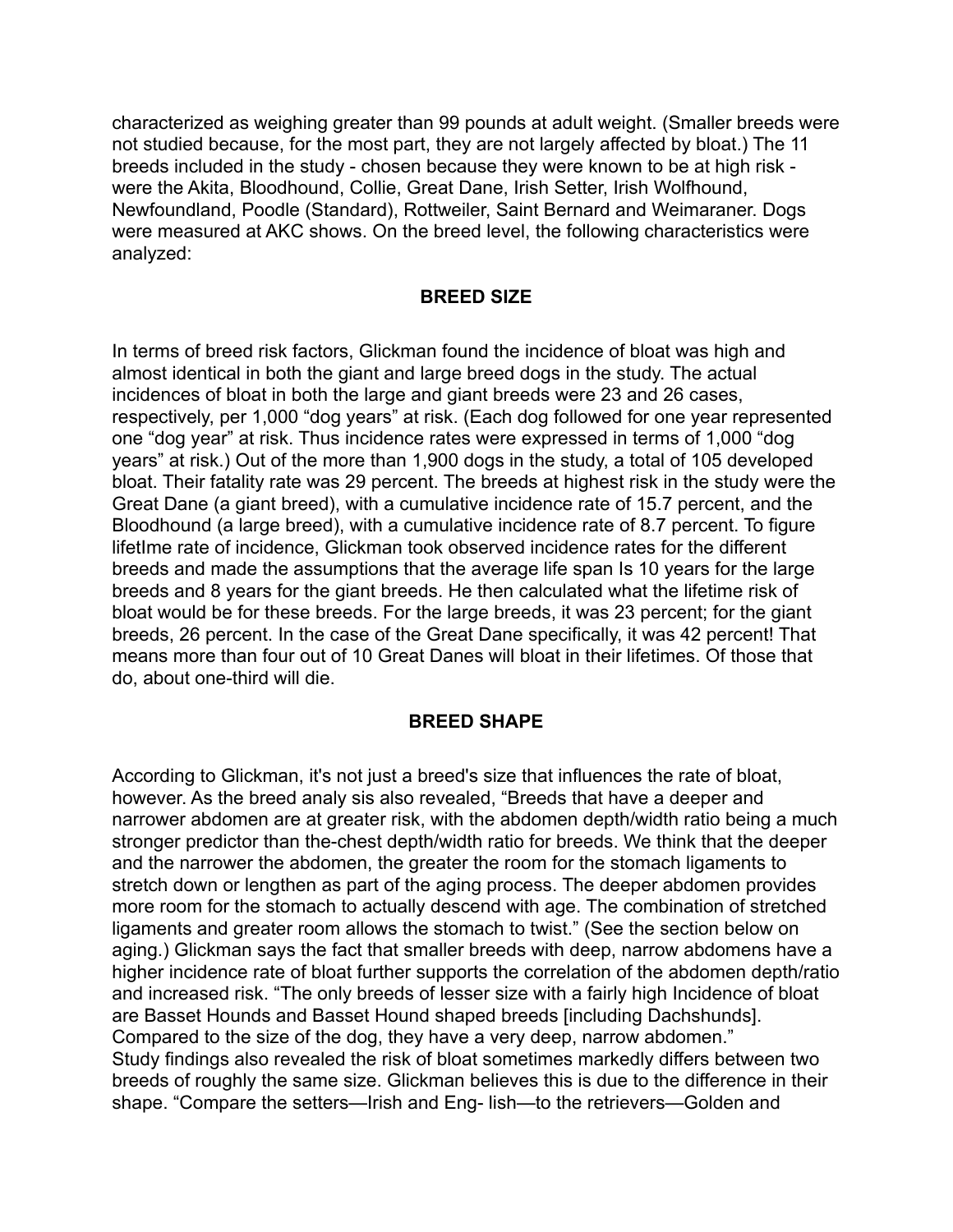characterized as weighing greater than 99 pounds at adult weight. (Smaller breeds were not studied because, for the most part, they are not largely affected by bloat.) The 11 breeds included in the study - chosen because they were known to be at high risk - were the Akita, Bloodhound, Collie, Great Dane, Irish Setter, Irish Wolfhound, Newfoundland, Poodle (Standard), Rottweiler, Saint Bernard and Weimaraner. Dogs were measured at AKC shows. On the breed level, the following characteristics were analyzed:

**BREED SIZE**

In terms of breed risk factors, Glickman found the incidence of bloat was high and almost identical in both the giant and large breed dogs in the study. The actual incidences of bloat in both the large and giant breeds were 23 and 26 cases, respectively, per 1,000 "dog years" at risk. (Each dog followed for one year represented one "dog year" at risk. Thus incidence rates were expressed in terms of 1,000 "dog years" at risk.) Out of the more than 1,900 dogs in the study, a total of 105 developed bloat. Their fatality rate was 29 percent. The breeds at highest risk in the study were the Great Dane (a giant breed), with a cumulative incidence rate of 15.7 percent, and the Bloodhound (a large breed), with a cumulative incidence rate of 8.7 percent. To figure lifetIme rate of incidence, Glickman took observed incidence rates for the different breeds and made the assumptions that the average life span Is 10 years for the large breeds and 8 years for the giant breeds. He then calculated what the lifetime risk of bloat would be for these breeds. For the large breeds, it was 23 percent; for the giant breeds, 26 percent. In the case of the Great Dane specifically, it was 42 percent! That means more than four out of 10 Great Danes will bloat in their lifetimes. Of those that do, about one-third will die.

**BREED SHAPE**

According to Glickman, it's not just a breed's size that influences the rate of bloat, however. As the breed analy sis also revealed, "Breeds that have a deeper and narrower abdomen are at greater risk, with the abdomen depth/width ratio being a much stronger predictor than the-chest depth/width ratio for breeds. We think that the deeper and the narrower the abdomen, the greater the room for the stomach ligaments to stretch down or lengthen as part of the aging process. The deeper abdomen provides more room for the stomach to actually descend with age. The combination of stretched ligaments and greater room allows the stomach to twist." (See the section below on aging.) Glickman says the fact that smaller breeds with deep, narrow abdomens have a higher incidence rate of bloat further supports the correlation of the abdomen depth/ratio and increased risk. "The only breeds of lesser size with a fairly high Incidence of bloat are Basset Hounds and Basset Hound shaped breeds [including Dachshunds]. Compared to the size of the dog, they have a very deep, narrow abdomen."

Study findings also revealed the risk of bloat sometimes markedly differs between two breeds of roughly the same size. Glickman believes this is due to the difference in their shape. "Compare the setters—Irish and Eng- lish—to the retrievers—Golden and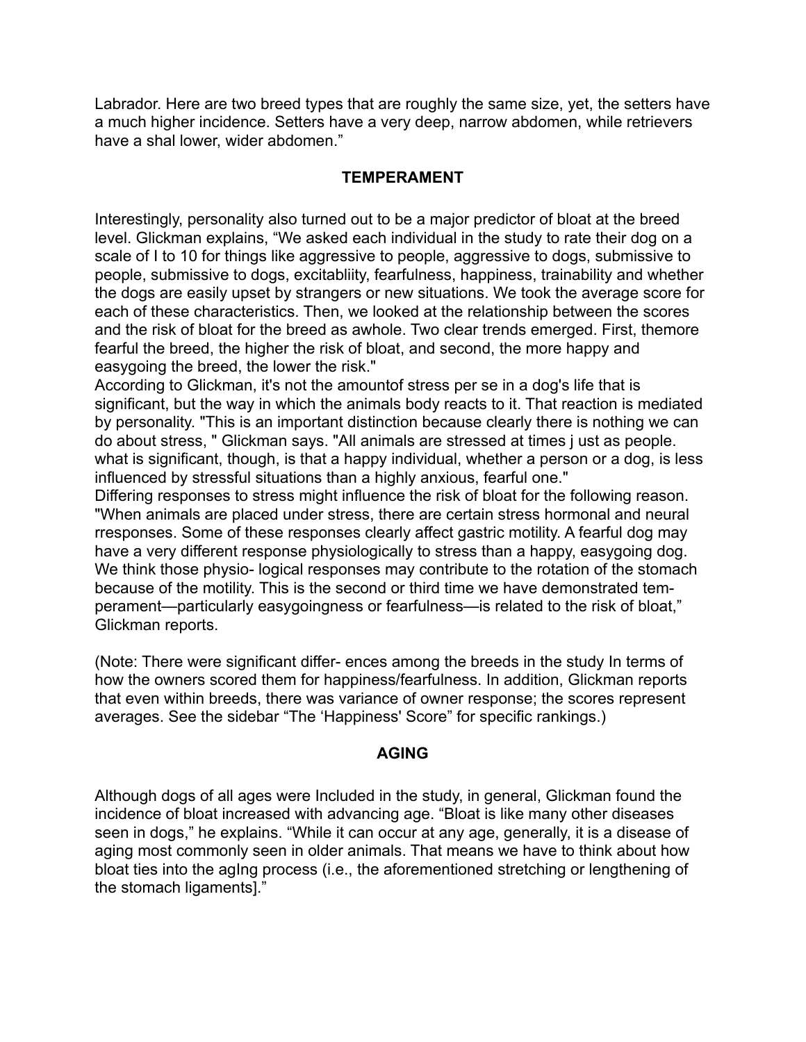Labrador. Here are two breed types that are roughly the same size, yet, the setters have a much higher incidence. Setters have a very deep, narrow abdomen, while retrievers have a shal lower, wider abdomen."

## TEMPERAMENT

Interestingly, personality also turned out to be a major predictor of bloat at the breed level. Glickman explains, "We asked each individual in the study to rate their dog on a scale of l to 10 for things like aggressive to people, aggressive to dogs, submissive to people, submissive to dogs, excitabliity, fearfulness, happiness, trainability and whether the dogs are easily upset by strangers or new situations. We took the average score for each of these characteristics. Then, we looked at the relationship between the scores and the risk of bloat for the breed as awhole. Two clear trends emerged. First, themore fearful the breed, the higher the risk of bloat, and second, the more happy and easygoing the breed, the lower the risk."

According to Glickman, it's not the amountof stress per se in a dog's life that is significant, but the way in which the animals body reacts to it. That reaction is mediated by personality. "This is an important distinction because clearly there is nothing we can do about stress, " Glickman says. "All animals are stressed at times j ust as people. what is significant, though, is that a happy individual, whether a person or a dog, is less influenced by stressful situations than a highly anxious, fearful one."

Differing responses to stress might influence the risk of bloat for the following reason. "When animals are placed under stress, there are certain stress hormonal and neural rresponses. Some of these responses clearly affect gastric motility. A fearful dog may have a very different response physiologically to stress than a happy, easygoing dog. We think those physio- logical responses may contribute to the rotation of the stomach because of the motility. This is the second or third time we have demonstrated tem- perament—particularly easygoingness or fearfulness—is related to the risk of bloat," Glickman reports.

(Note: There were significant differ- ences among the breeds in the study In terms of how the owners scored them for happiness/fearfulness. In addition, Glickman reports that even within breeds, there was variance of owner response; the scores represent averages. See the sidebar "The 'Happiness' Score" for specific rankings.)

## AGING

Although dogs of all ages were Included in the study, in general, Glickman found the incidence of bloat increased with advancing age. "Bloat is like many other diseases seen in dogs," he explains. "While it can occur at any age, generally, it is a disease of aging most commonly seen in older animals. That means we have to think about how bloat ties into the agIng process (i.e., the aforementioned stretching or lengthening of the stomach ligaments]."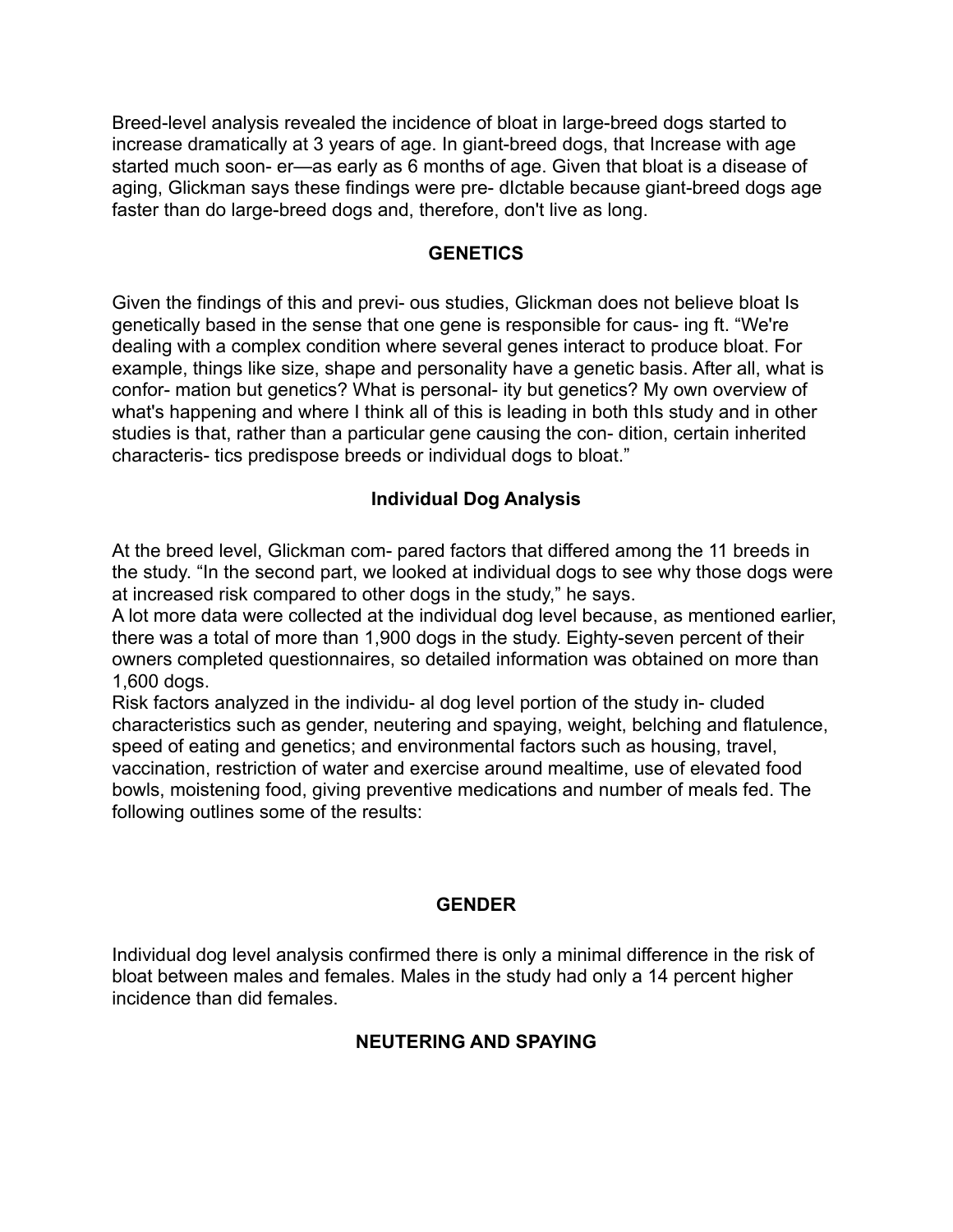Breed-level analysis revealed the incidence of bloat in large-breed dogs started to increase dramatically at 3 years of age. In giant-breed dogs, that Increase with age started much soon- er—as early as 6 months of age. Given that bloat is a disease of aging, Glickman says these findings were pre- dIctable because giant-breed dogs age faster than do large-breed dogs and, therefore, don't live as long.

## GENETICS

Given the findings of this and previ- ous studies, Glickman does not believe bloat Is genetically based in the sense that one gene is responsible for caus- ing ft. “We're dealing with a complex condition where several genes interact to produce bloat. For example, things like size, shape and personality have a genetic basis. After all, what is confor- mation but genetics? What is personal- ity but genetics? My own overview of what's happening and where I think all of this is leading in both thIs study and in other studies is that, rather than a particular gene causing the con- dition, certain inherited characteris- tics predispose breeds or individual dogs to bloat.”

## Individual Dog Analysis

At the breed level, Glickman com- pared factors that differed among the 11 breeds in the study. “In the second part, we looked at individual dogs to see why those dogs were at increased risk compared to other dogs in the study,” he says.

A lot more data were collected at the individual dog level because, as mentioned earlier, there was a total of more than 1,900 dogs in the study. Eighty-seven percent of their owners completed questionnaires, so detailed information was obtained on more than 1,600 dogs.

Risk factors analyzed in the individu- al dog level portion of the study in- cluded characteristics such as gender, neutering and spaying, weight, belching and flatulence, speed of eating and genetics; and environmental factors such as housing, travel, vaccination, restriction of water and exercise around mealtime, use of elevated food bowls, moistening food, giving preventive medications and number of meals fed. The following outlines some of the results:

## GENDER

Individual dog level analysis confirmed there is only a minimal difference in the risk of bloat between males and females. Males in the study had only a 14 percent higher incidence than did females.

## NEUTERING AND SPAYING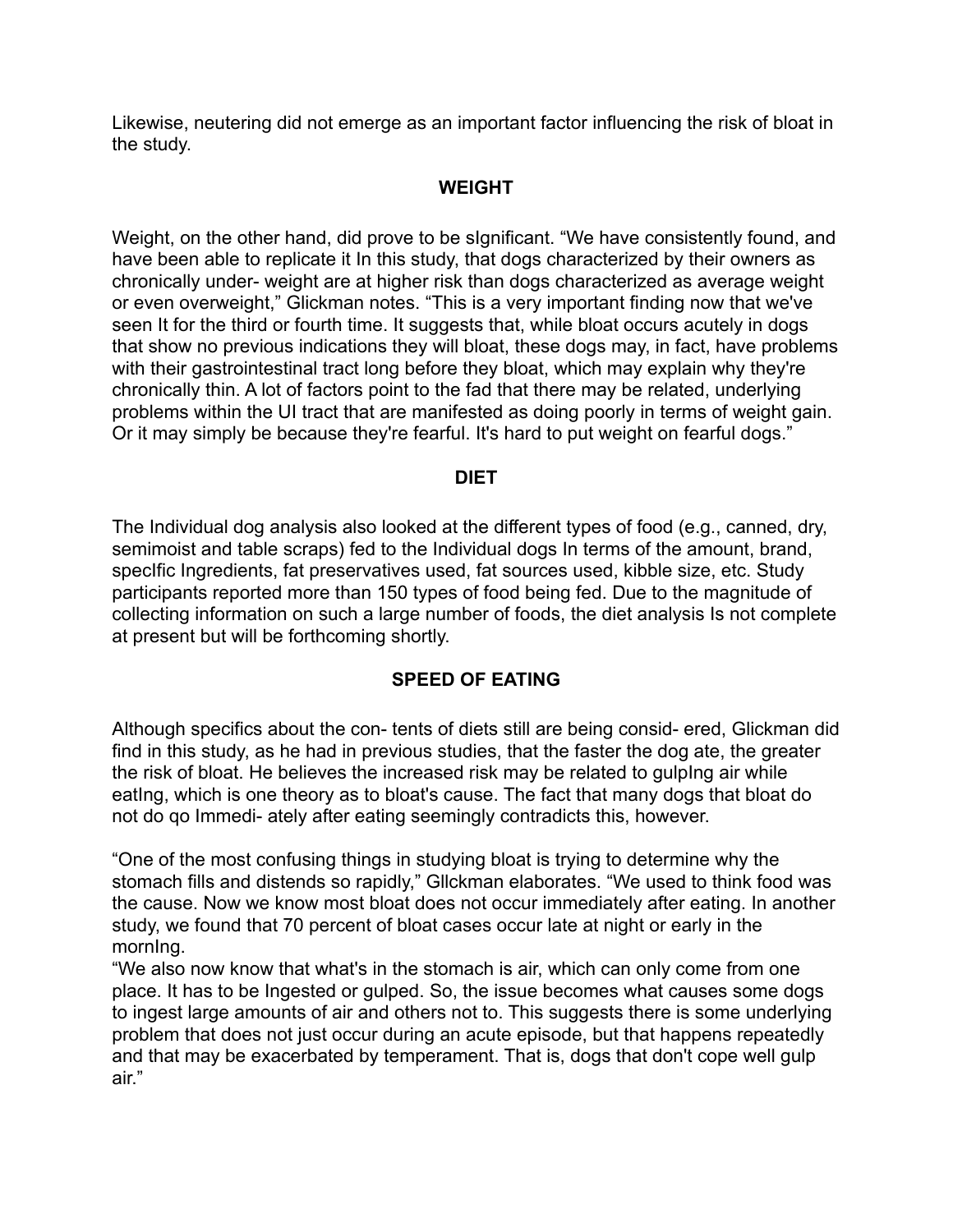Likewise, neutering did not emerge as an important factor influencing the risk of bloat in the study.

## WEIGHT

Weight, on the other hand, did prove to be sIgnificant. “We have consistently found, and have been able to replicate it In this study, that dogs characterized by their owners as chronically under- weight are at higher risk than dogs characterized as average weight or even overweight,” Glickman notes. “This is a very important finding now that we've seen It for the third or fourth time. It suggests that, while bloat occurs acutely in dogs that show no previous indications they will bloat, these dogs may, in fact, have problems with their gastrointestinal tract long before they bloat, which may explain why they're chronically thin. A lot of factors point to the fad that there may be related, underlying problems within the UI tract that are manifested as doing poorly in terms of weight gain. Or it may simply be because they're fearful. It's hard to put weight on fearful dogs.”

## DIET

The Individual dog analysis also looked at the different types of food (e.g., canned, dry, semimoist and table scraps) fed to the Individual dogs In terms of the amount, brand, specIfic Ingredients, fat preservatives used, fat sources used, kibble size, etc. Study participants reported more than 150 types of food being fed. Due to the magnitude of collecting information on such a large number of foods, the diet analysis Is not complete at present but will be forthcoming shortly.

## SPEED OF EATING

Although specifics about the con- tents of diets still are being consid- ered, Glickman did find in this study, as he had in previous studies, that the faster the dog ate, the greater the risk of bloat. He believes the increased risk may be related to gulpIng air while eatIng, which is one theory as to bloat's cause. The fact that many dogs that bloat do not do qo Immedi- ately after eating seemingly contradicts this, however.

“One of the most confusing things in studying bloat is trying to determine why the stomach fills and distends so rapidly,” Gllckman elaborates. “We used to think food was the cause. Now we know most bloat does not occur immediately after eating. In another study, we found that 70 percent of bloat cases occur late at night or early in the mornIng.

“We also now know that what's in the stomach is air, which can only come from one place. It has to be Ingested or gulped. So, the issue becomes what causes some dogs to ingest large amounts of air and others not to. This suggests there is some underlying problem that does not just occur during an acute episode, but that happens repeatedly and that may be exacerbated by temperament. That is, dogs that don't cope well gulp air.”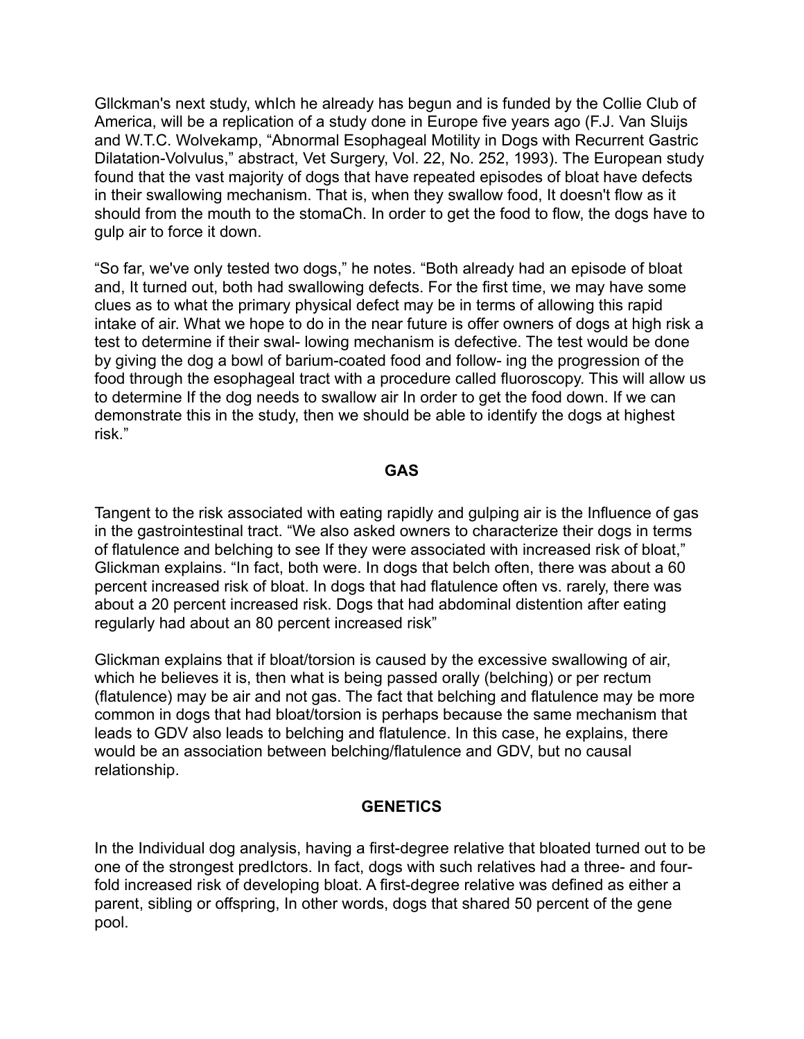Gllckman's next study, whIch he already has begun and is funded by the Collie Club of America, will be a replication of a study done in Europe five years ago (F.J. Van Sluijs and W.T.C. Wolvekamp, “Abnormal Esophageal Motility in Dogs with Recurrent Gastric Dilatation-Volvulus,” abstract, Vet Surgery, Vol. 22, No. 252, 1993). The European study found that the vast majority of dogs that have repeated episodes of bloat have defects in their swallowing mechanism. That is, when they swallow food, It doesn't flow as it should from the mouth to the stomaCh. In order to get the food to flow, the dogs have to gulp air to force it down.

“So far, we've only tested two dogs,” he notes. “Both already had an episode of bloat and, It turned out, both had swallowing defects. For the first time, we may have some clues as to what the primary physical defect may be in terms of allowing this rapid intake of air. What we hope to do in the near future is offer owners of dogs at high risk a test to determine if their swal- lowing mechanism is defective. The test would be done by giving the dog a bowl of barium-coated food and follow- ing the progression of the food through the esophageal tract with a procedure called fluoroscopy. This will allow us to determine If the dog needs to swallow air In order to get the food down. If we can demonstrate this in the study, then we should be able to identify the dogs at highest risk.”

## GAS

Tangent to the risk associated with eating rapidly and gulping air is the Influence of gas in the gastrointestinal tract. “We also asked owners to characterize their dogs in terms of flatulence and belching to see If they were associated with increased risk of bloat,” Glickman explains. “In fact, both were. In dogs that belch often, there was about a 60 percent increased risk of bloat. In dogs that had flatulence often vs. rarely, there was about a 20 percent increased risk. Dogs that had abdominal distention after eating regularly had about an 80 percent increased risk”

Glickman explains that if bloat/torsion is caused by the excessive swallowing of air, which he believes it is, then what is being passed orally (belching) or per rectum (flatulence) may be air and not gas. The fact that belching and flatulence may be more common in dogs that had bloat/torsion is perhaps because the same mechanism that leads to GDV also leads to belching and flatulence. In this case, he explains, there would be an association between belching/flatulence and GDV, but no causal relationship.

## GENETICS

In the Individual dog analysis, having a first-degree relative that bloated turned out to be one of the strongest predIctors. In fact, dogs with such relatives had a three- and four-fold increased risk of developing bloat. A first-degree relative was defined as either a parent, sibling or offspring, In other words, dogs that shared 50 percent of the gene pool.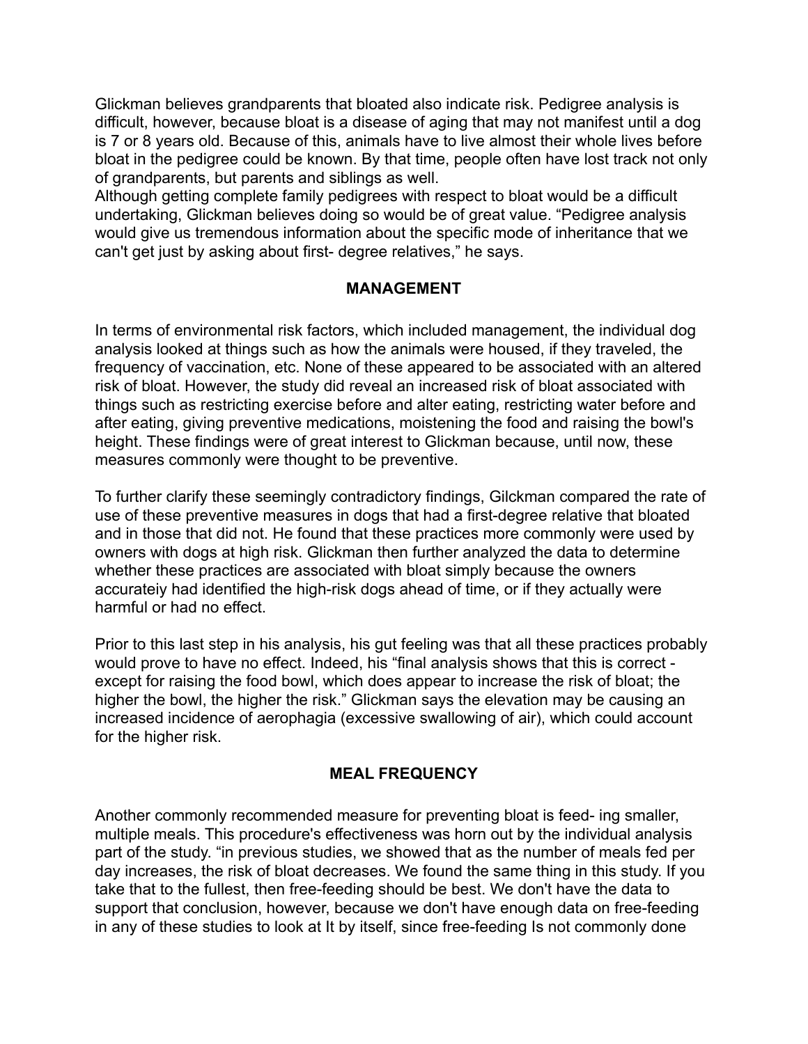Glickman believes grandparents that bloated also indicate risk. Pedigree analysis is difficult, however, because bloat is a disease of aging that may not manifest until a dog is 7 or 8 years old. Because of this, animals have to live almost their whole lives before bloat in the pedigree could be known. By that time, people often have lost track not only of grandparents, but parents and siblings as well.
Although getting complete family pedigrees with respect to bloat would be a difficult undertaking, Glickman believes doing so would be of great value. "Pedigree analysis would give us tremendous information about the specific mode of inheritance that we can't get just by asking about first- degree relatives," he says.

## MANAGEMENT

In terms of environmental risk factors, which included management, the individual dog analysis looked at things such as how the animals were housed, if they traveled, the frequency of vaccination, etc. None of these appeared to be associated with an altered risk of bloat. However, the study did reveal an increased risk of bloat associated with things such as restricting exercise before and alter eating, restricting water before and after eating, giving preventive medications, moistening the food and raising the bowl's height. These findings were of great interest to Glickman because, until now, these measures commonly were thought to be preventive.

To further clarify these seemingly contradictory findings, Gilckman compared the rate of use of these preventive measures in dogs that had a first-degree relative that bloated and in those that did not. He found that these practices more commonly were used by owners with dogs at high risk. Glickman then further analyzed the data to determine whether these practices are associated with bloat simply because the owners accurateiy had identified the high-risk dogs ahead of time, or if they actually were harmful or had no effect.

Prior to this last step in his analysis, his gut feeling was that all these practices probably would prove to have no effect. Indeed, his "final analysis shows that this is correct - except for raising the food bowl, which does appear to increase the risk of bloat; the higher the bowl, the higher the risk." Glickman says the elevation may be causing an increased incidence of aerophagia (excessive swallowing of air), which could account for the higher risk.

## MEAL FREQUENCY

Another commonly recommended measure for preventing bloat is feed- ing smaller, multiple meals. This procedure's effectiveness was horn out by the individual analysis part of the study. "in previous studies, we showed that as the number of meals fed per day increases, the risk of bloat decreases. We found the same thing in this study. If you take that to the fullest, then free-feeding should be best. We don't have the data to support that conclusion, however, because we don't have enough data on free-feeding in any of these studies to look at It by itself, since free-feeding Is not commonly done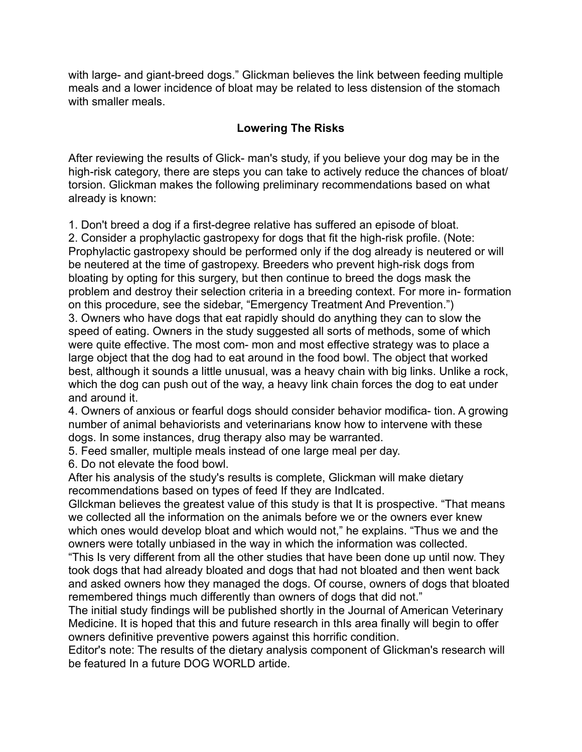with large- and giant-breed dogs." Glickman believes the link between feeding multiple meals and a lower incidence of bloat may be related to less distension of the stomach with smaller meals.

## Lowering The Risks

After reviewing the results of Glick- man's study, if you believe your dog may be in the high-risk category, there are steps you can take to actively reduce the chances of bloat/ torsion. Glickman makes the following preliminary recommendations based on what already is known:

1. Don't breed a dog if a first-degree relative has suffered an episode of bloat.
2. Consider a prophylactic gastropexy for dogs that fit the high-risk profile. (Note: Prophylactic gastropexy should be performed only if the dog already is neutered or will be neutered at the time of gastropexy. Breeders who prevent high-risk dogs from bloating by opting for this surgery, but then continue to breed the dogs mask the problem and destroy their selection criteria in a breeding context. For more in- formation on this procedure, see the sidebar, "Emergency Treatment And Prevention.")
3. Owners who have dogs that eat rapidly should do anything they can to slow the speed of eating. Owners in the study suggested all sorts of methods, some of which were quite effective. The most com- mon and most effective strategy was to place a large object that the dog had to eat around in the food bowl. The object that worked best, although it sounds a little unusual, was a heavy chain with big links. Unlike a rock, which the dog can push out of the way, a heavy link chain forces the dog to eat under and around it.
4. Owners of anxious or fearful dogs should consider behavior modifica- tion. A growing number of animal behaviorists and veterinarians know how to intervene with these dogs. In some instances, drug therapy also may be warranted.
5. Feed smaller, multiple meals instead of one large meal per day.
6. Do not elevate the food bowl.

After his analysis of the study's results is complete, Glickman will make dietary recommendations based on types of feed If they are IndIcated.

Gllckman believes the greatest value of this study is that It is prospective. "That means we collected all the information on the animals before we or the owners ever knew which ones would develop bloat and which would not," he explains. "Thus we and the owners were totally unbiased in the way in which the information was collected.

"This Is very different from all the other studies that have been done up until now. They took dogs that had already bloated and dogs that had not bloated and then went back and asked owners how they managed the dogs. Of course, owners of dogs that bloated remembered things much differently than owners of dogs that did not."

The initial study findings will be published shortly in the Journal of American Veterinary Medicine. It is hoped that this and future research in thIs area finally will begin to offer owners definitive preventive powers against this horrific condition.

Editor's note: The results of the dietary analysis component of Glickman's research will be featured In a future DOG WORLD artide.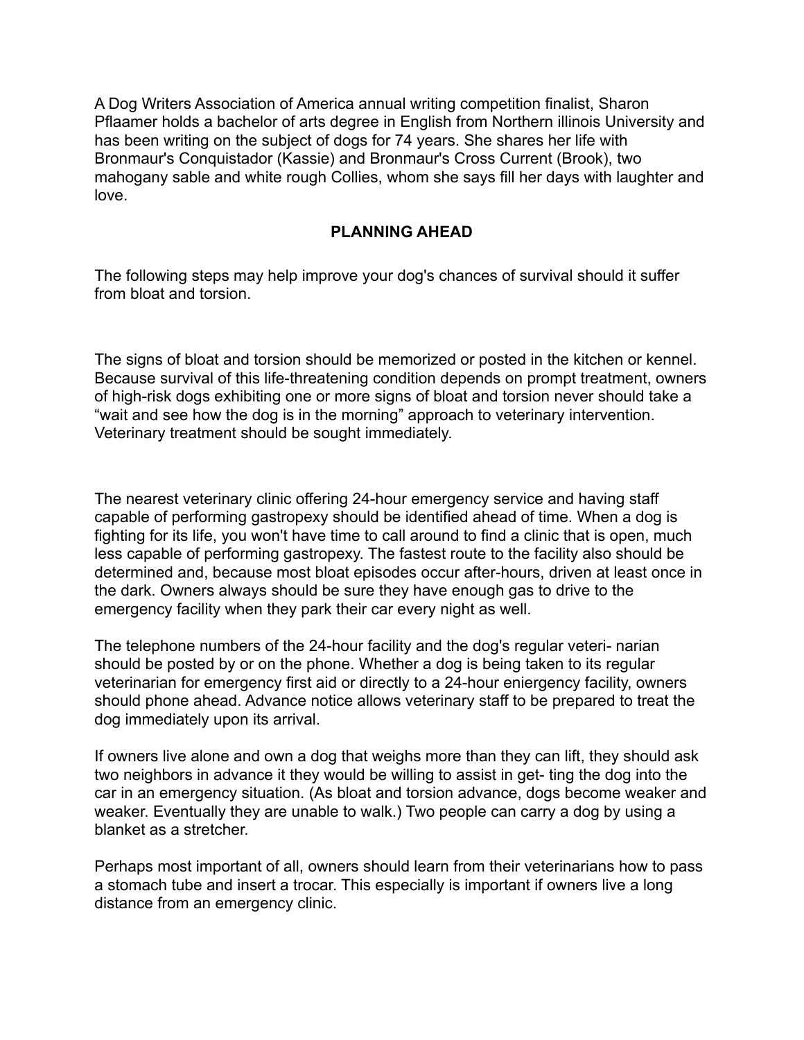A Dog Writers Association of America annual writing competition finalist, Sharon Pflaamer holds a bachelor of arts degree in English from Northern illinois University and has been writing on the subject of dogs for 74 years. She shares her life with Bronmaur's Conquistador (Kassie) and Bronmaur's Cross Current (Brook), two mahogany sable and white rough Collies, whom she says fill her days with laughter and love.

**PLANNING AHEAD**

The following steps may help improve your dog's chances of survival should it suffer from bloat and torsion.

The signs of bloat and torsion should be memorized or posted in the kitchen or kennel. Because survival of this life-threatening condition depends on prompt treatment, owners of high-risk dogs exhibiting one or more signs of bloat and torsion never should take a "wait and see how the dog is in the morning" approach to veterinary intervention. Veterinary treatment should be sought immediately.

The nearest veterinary clinic offering 24-hour emergency service and having staff capable of performing gastropexy should be identified ahead of time. When a dog is fighting for its life, you won't have time to call around to find a clinic that is open, much less capable of performing gastropexy. The fastest route to the facility also should be determined and, because most bloat episodes occur after-hours, driven at least once in the dark. Owners always should be sure they have enough gas to drive to the emergency facility when they park their car every night as well.

The telephone numbers of the 24-hour facility and the dog's regular veteri- narian should be posted by or on the phone. Whether a dog is being taken to its regular veterinarian for emergency first aid or directly to a 24-hour eniergency facility, owners should phone ahead. Advance notice allows veterinary staff to be prepared to treat the dog immediately upon its arrival.

If owners live alone and own a dog that weighs more than they can lift, they should ask two neighbors in advance it they would be willing to assist in get- ting the dog into the car in an emergency situation. (As bloat and torsion advance, dogs become weaker and weaker. Eventually they are unable to walk.) Two people can carry a dog by using a blanket as a stretcher.

Perhaps most important of all, owners should learn from their veterinarians how to pass a stomach tube and insert a trocar. This especially is important if owners live a long distance from an emergency clinic.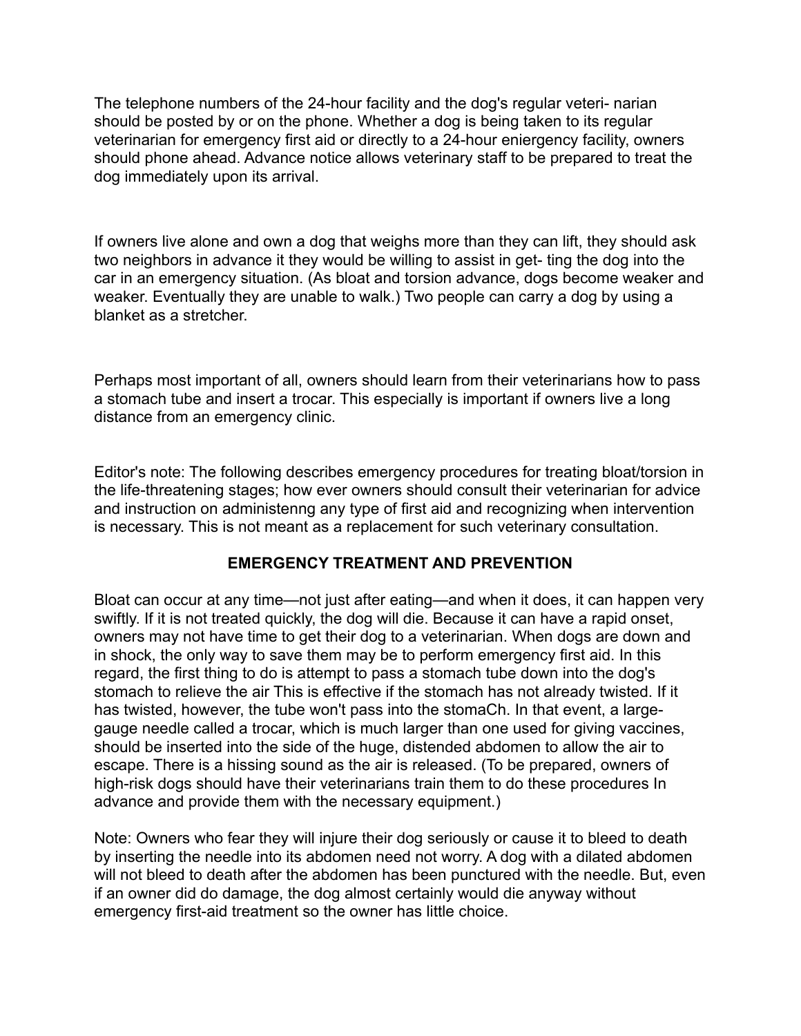The telephone numbers of the 24-hour facility and the dog's regular veteri- narian should be posted by or on the phone. Whether a dog is being taken to its regular veterinarian for emergency first aid or directly to a 24-hour eniergency facility, owners should phone ahead. Advance notice allows veterinary staff to be prepared to treat the dog immediately upon its arrival.

If owners live alone and own a dog that weighs more than they can lift, they should ask two neighbors in advance it they would be willing to assist in get- ting the dog into the car in an emergency situation. (As bloat and torsion advance, dogs become weaker and weaker. Eventually they are unable to walk.) Two people can carry a dog by using a blanket as a stretcher.

Perhaps most important of all, owners should learn from their veterinarians how to pass a stomach tube and insert a trocar. This especially is important if owners live a long distance from an emergency clinic.

Editor's note: The following describes emergency procedures for treating bloat/torsion in the life-threatening stages; how ever owners should consult their veterinarian for advice and instruction on administenng any type of first aid and recognizing when intervention is necessary. This is not meant as a replacement for such veterinary consultation.

## EMERGENCY TREATMENT AND PREVENTION

Bloat can occur at any time—not just after eating—and when it does, it can happen very swiftly. If it is not treated quickly, the dog will die. Because it can have a rapid onset, owners may not have time to get their dog to a veterinarian. When dogs are down and in shock, the only way to save them may be to perform emergency first aid. In this regard, the first thing to do is attempt to pass a stomach tube down into the dog's stomach to relieve the air This is effective if the stomach has not already twisted. If it has twisted, however, the tube won't pass into the stomaCh. In that event, a large-gauge needle called a trocar, which is much larger than one used for giving vaccines, should be inserted into the side of the huge, distended abdomen to allow the air to escape. There is a hissing sound as the air is released. (To be prepared, owners of high-risk dogs should have their veterinarians train them to do these procedures In advance and provide them with the necessary equipment.)

Note: Owners who fear they will injure their dog seriously or cause it to bleed to death by inserting the needle into its abdomen need not worry. A dog with a dilated abdomen will not bleed to death after the abdomen has been punctured with the needle. But, even if an owner did do damage, the dog almost certainly would die anyway without emergency first-aid treatment so the owner has little choice.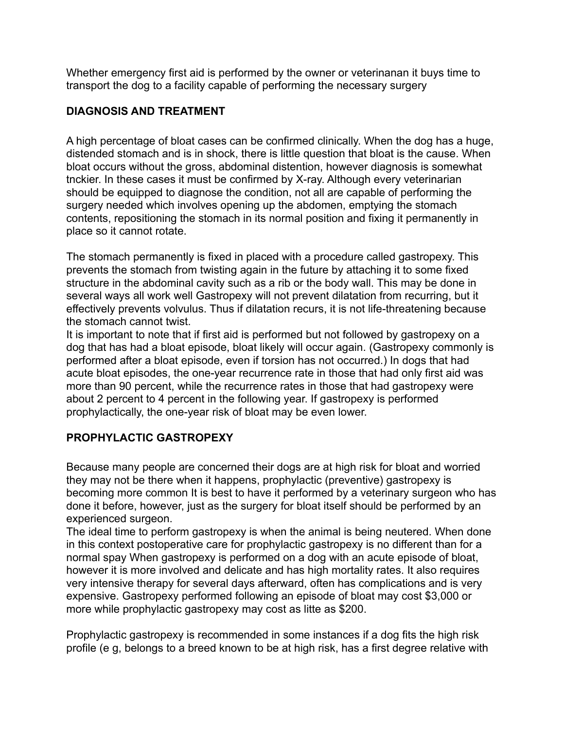Whether emergency first aid is performed by the owner or veterinanan it buys time to transport the dog to a facility capable of performing the necessary surgery

**DIAGNOSIS AND TREATMENT**

A high percentage of bloat cases can be confirmed clinically. When the dog has a huge, distended stomach and is in shock, there is little question that bloat is the cause. When bloat occurs without the gross, abdominal distention, however diagnosis is somewhat tnckier. In these cases it must be confirmed by X-ray. Although every veterinarian should be equipped to diagnose the condition, not all are capable of performing the surgery needed which involves opening up the abdomen, emptying the stomach contents, repositioning the stomach in its normal position and fixing it permanently in place so it cannot rotate.

The stomach permanently is fixed in placed with a procedure called gastropexy. This prevents the stomach from twisting again in the future by attaching it to some fixed structure in the abdominal cavity such as a rib or the body wall. This may be done in several ways all work well Gastropexy will not prevent dilatation from recurring, but it effectively prevents volvulus. Thus if dilatation recurs, it is not life-threatening because the stomach cannot twist.
It is important to note that if first aid is performed but not followed by gastropexy on a dog that has had a bloat episode, bloat likely will occur again. (Gastropexy commonly is performed after a bloat episode, even if torsion has not occurred.) In dogs that had acute bloat episodes, the one-year recurrence rate in those that had only first aid was more than 90 percent, while the recurrence rates in those that had gastropexy were about 2 percent to 4 percent in the following year. If gastropexy is performed prophylactically, the one-year risk of bloat may be even lower.

**PROPHYLACTIC GASTROPEXY**

Because many people are concerned their dogs are at high risk for bloat and worried they may not be there when it happens, prophylactic (preventive) gastropexy is becoming more common It is best to have it performed by a veterinary surgeon who has done it before, however, just as the surgery for bloat itself should be performed by an experienced surgeon.
The ideal time to perform gastropexy is when the animal is being neutered. When done in this context postoperative care for prophylactic gastropexy is no different than for a normal spay When gastropexy is performed on a dog with an acute episode of bloat, however it is more involved and delicate and has high mortality rates. It also requires very intensive therapy for several days afterward, often has complications and is very expensive. Gastropexy performed following an episode of bloat may cost $3,000 or more while prophylactic gastropexy may cost as litte as $200.

Prophylactic gastropexy is recommended in some instances if a dog fits the high risk profile (e g, belongs to a breed known to be at high risk, has a first degree relative with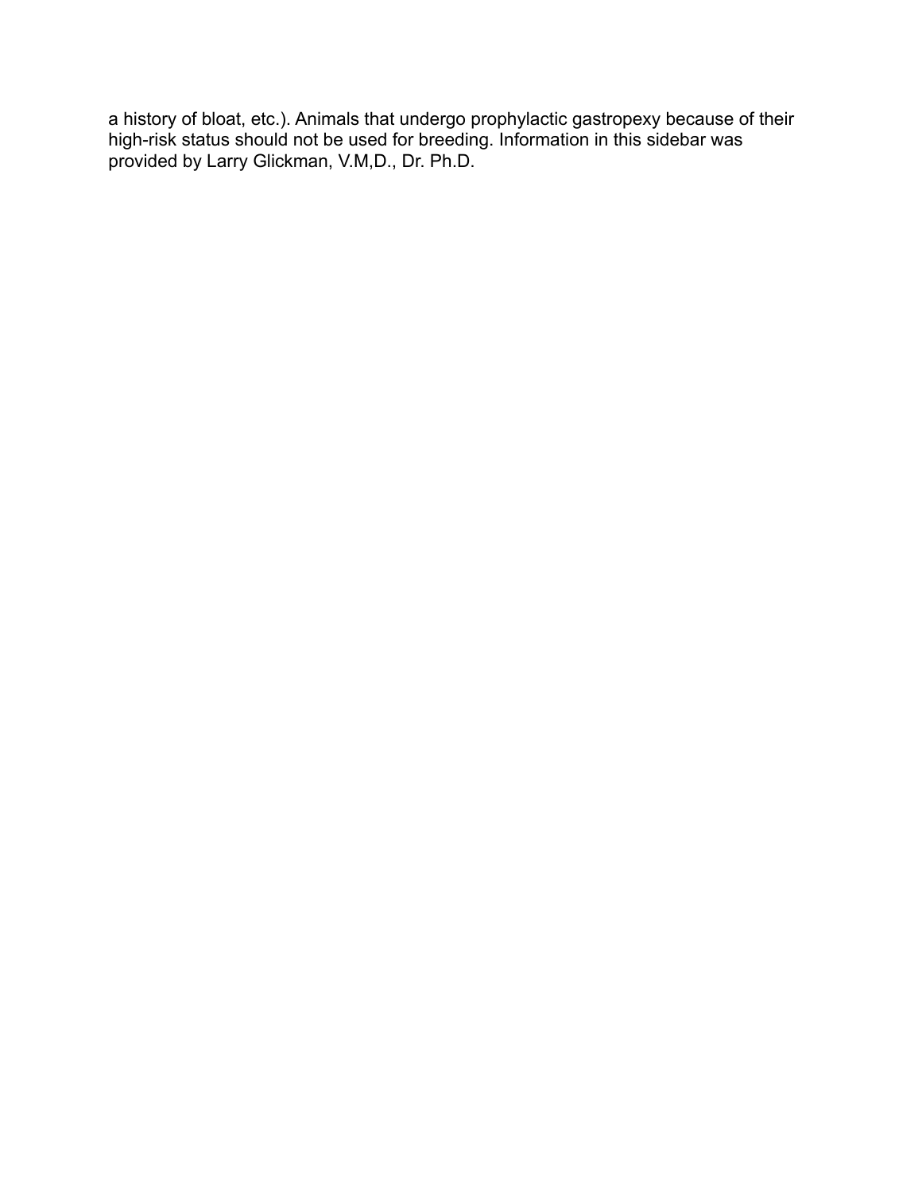a history of bloat, etc.). Animals that undergo prophylactic gastropexy because of their high-risk status should not be used for breeding. Information in this sidebar was provided by Larry Glickman, V.M,D., Dr. Ph.D.